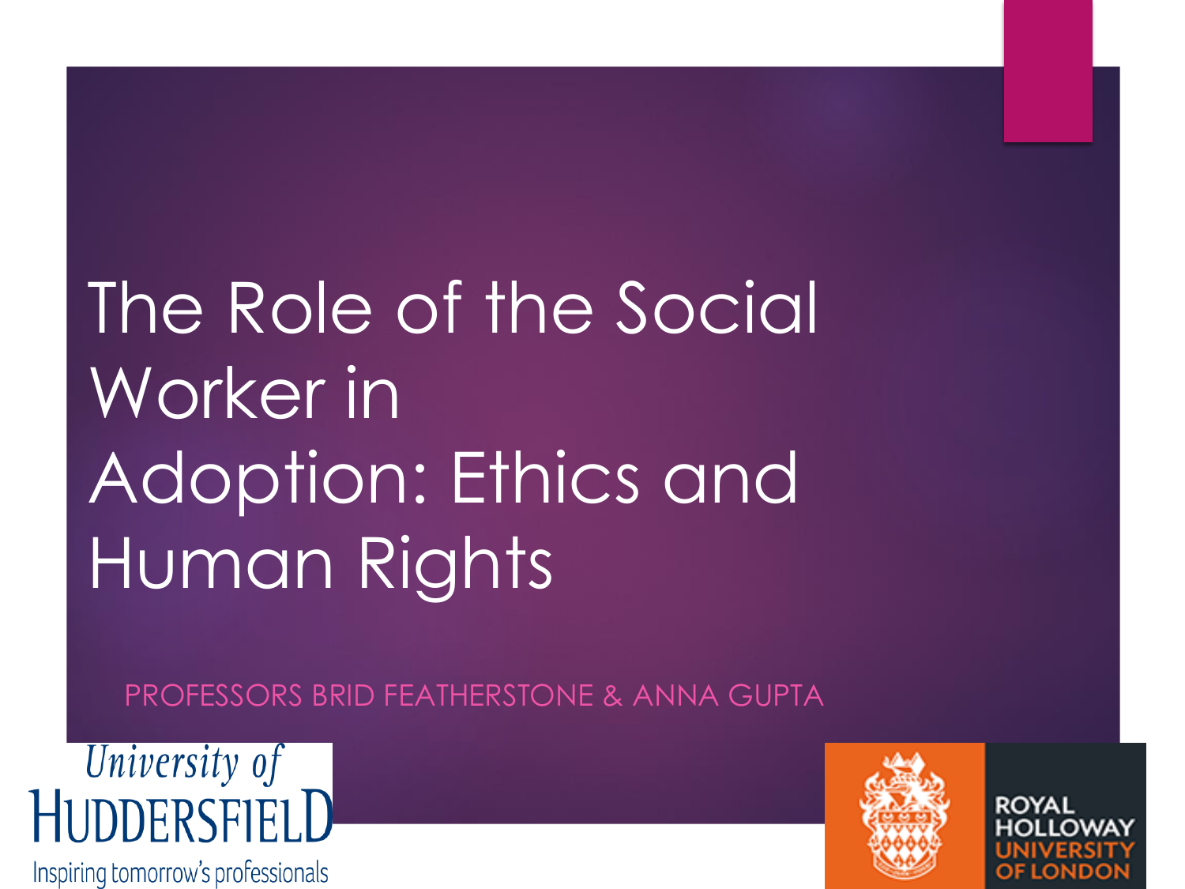# The Role of the Social Worker in Adoption: Ethics and Human Rights

PROFESSORS BRID FEATHERSTONE & ANNA GUPTA

University of Huddersfield

Inspiring tomorrow's professionals

Royal Holloway University of London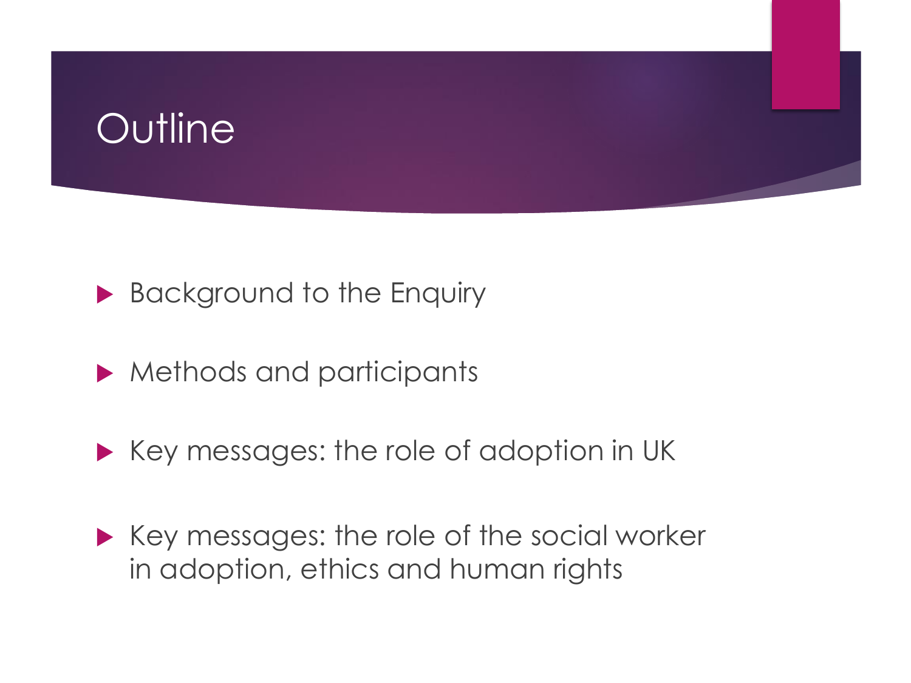# Outline

- Background to the Enquiry
- Methods and participants
- Key messages: the role of adoption in UK
- Key messages: the role of the social worker in adoption, ethics and human rights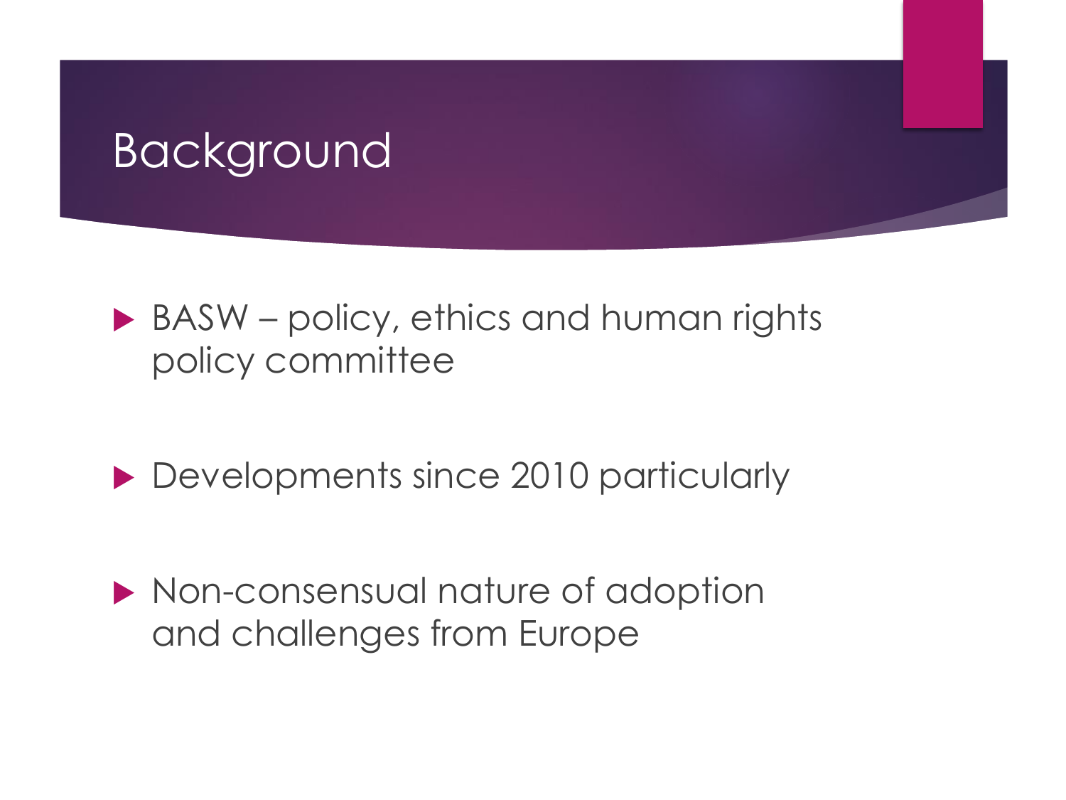# Background

- BASW – policy, ethics and human rights policy committee
- Developments since 2010 particularly
- Non-consensual nature of adoption and challenges from Europe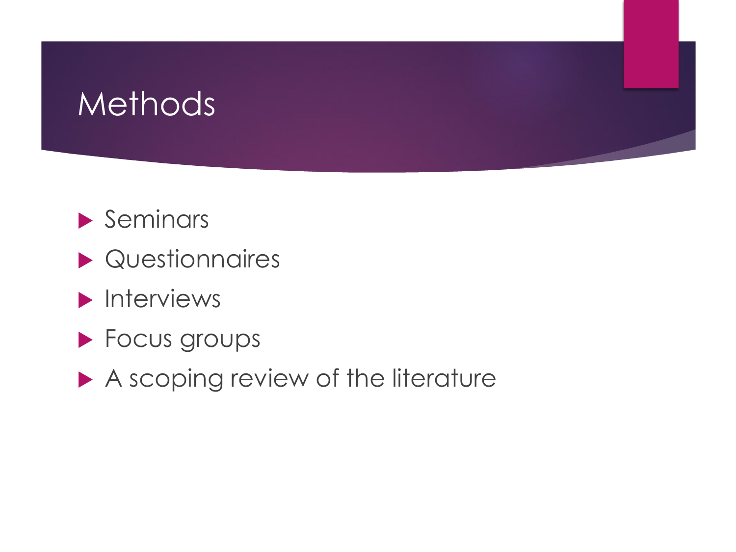# Methods

- Seminars
- Questionnaires
- Interviews
- Focus groups
- A scoping review of the literature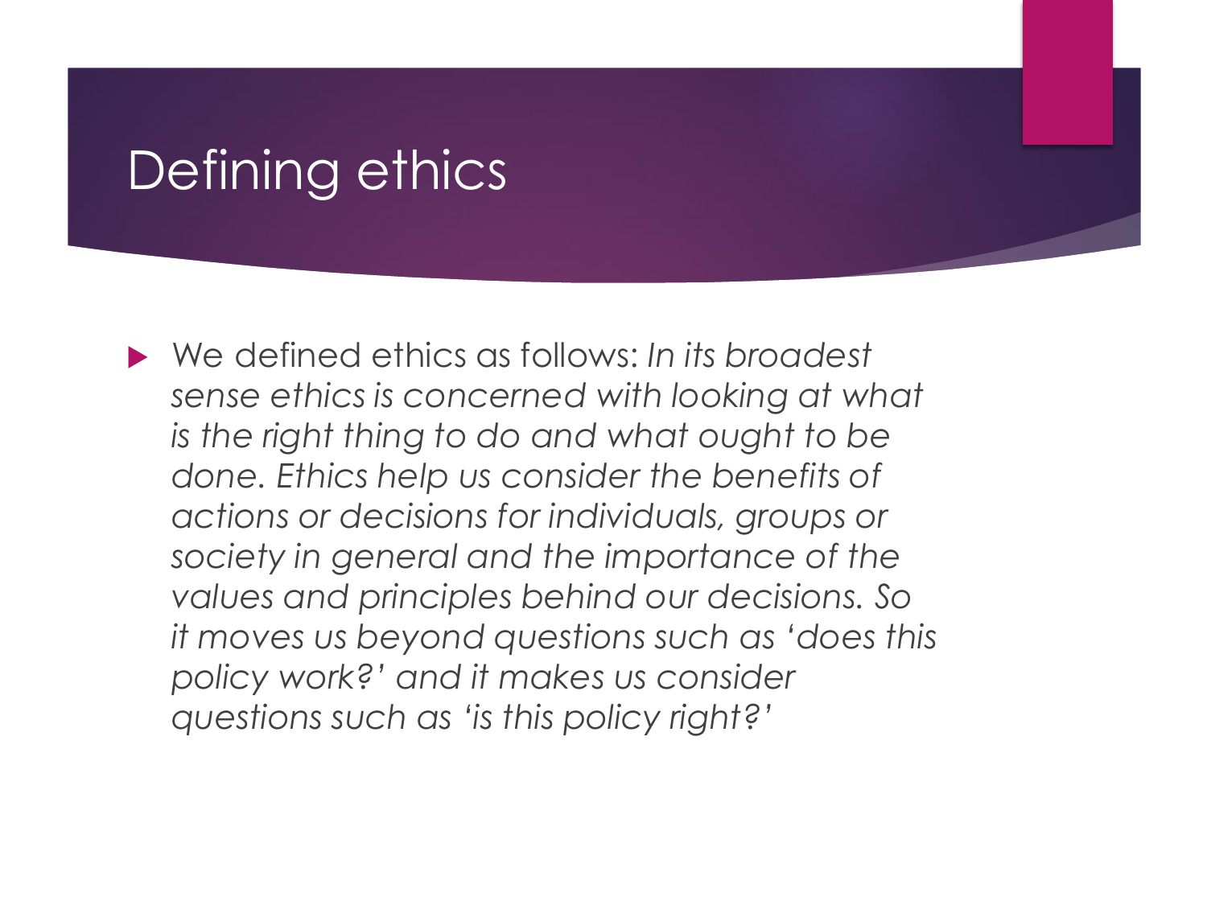# Defining ethics

- We defined ethics as follows: *In its broadest sense ethics is concerned with looking at what is the right thing to do and what ought to be done. Ethics help us consider the benefits of actions or decisions for individuals, groups or society in general and the importance of the values and principles behind our decisions. So it moves us beyond questions such as 'does this policy work?' and it makes us consider questions such as 'is this policy right?'*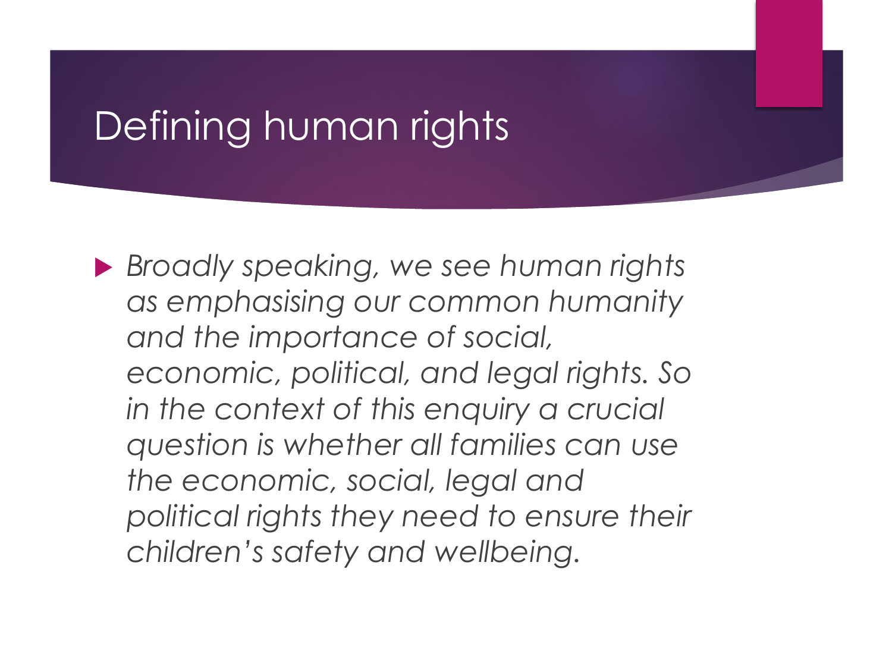# Defining human rights

- *Broadly speaking, we see human rights as emphasising our common humanity and the importance of social, economic, political, and legal rights. So in the context of this enquiry a crucial question is whether all families can use the economic, social, legal and political rights they need to ensure their children's safety and wellbeing.*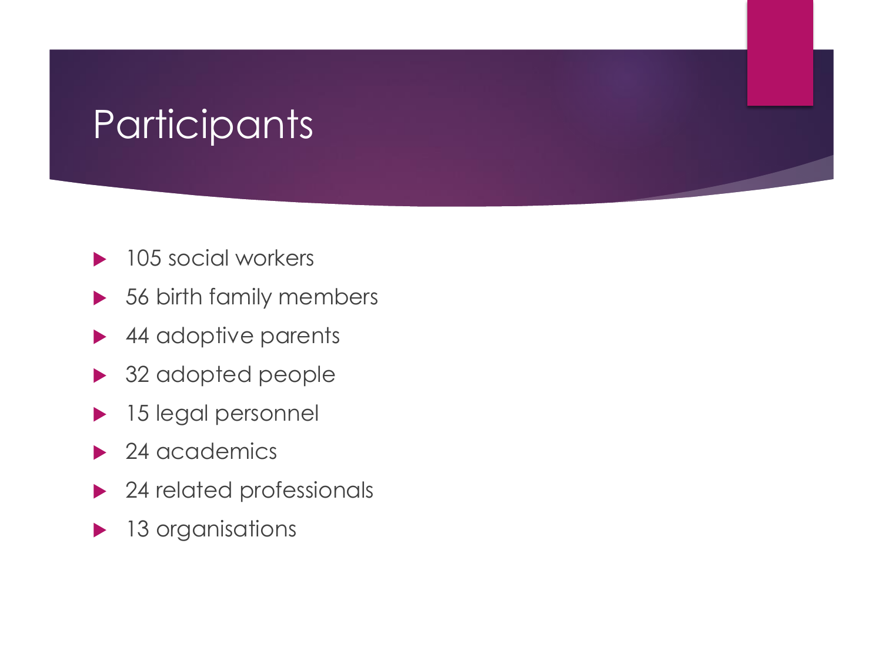# Participants

- 105 social workers
- 56 birth family members
- 44 adoptive parents
- 32 adopted people
- 15 legal personnel
- 24 academics
- 24 related professionals
- 13 organisations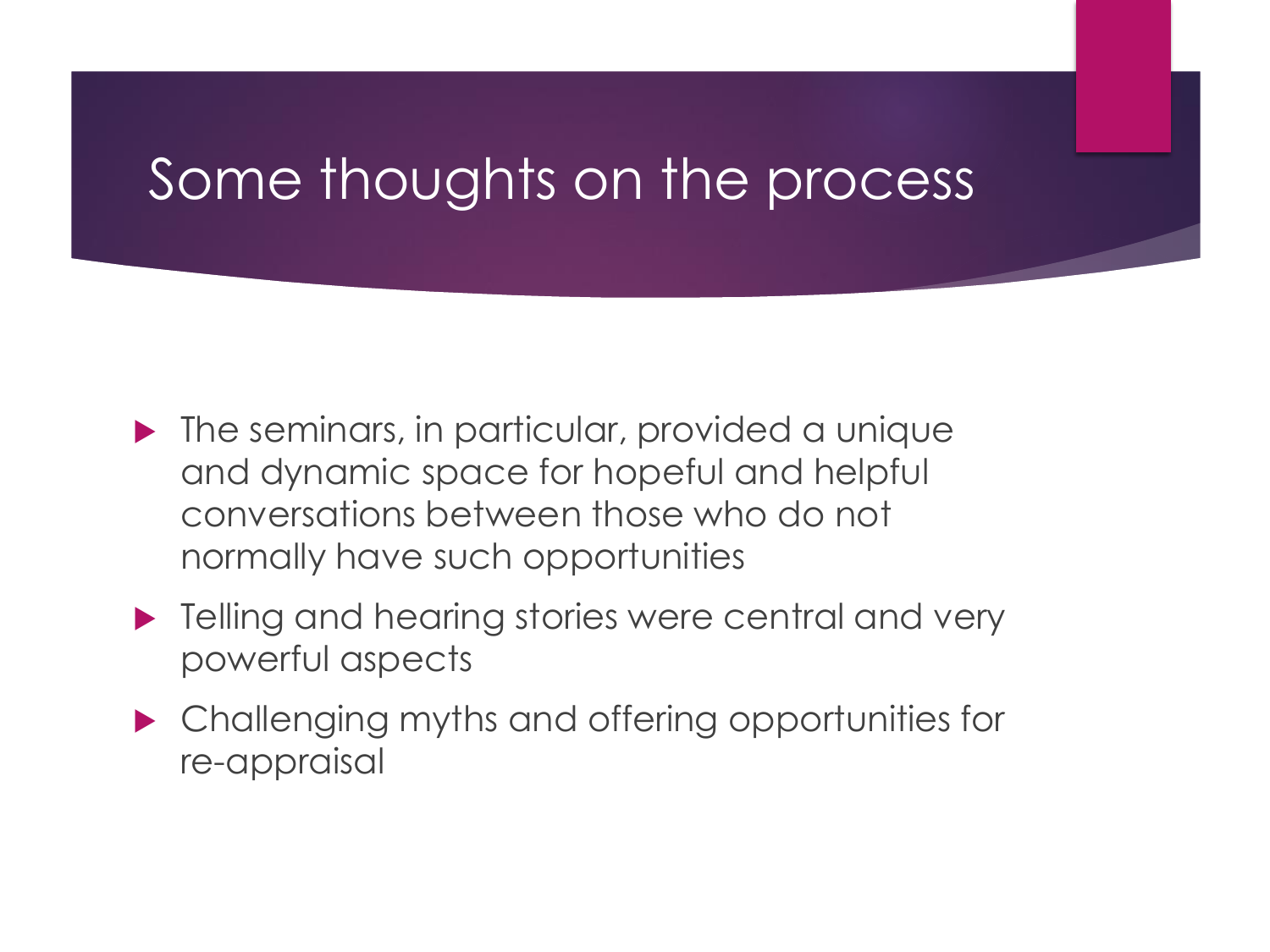# Some thoughts on the process

- The seminars, in particular, provided a unique and dynamic space for hopeful and helpful conversations between those who do not normally have such opportunities
- Telling and hearing stories were central and very powerful aspects
- Challenging myths and offering opportunities for re-appraisal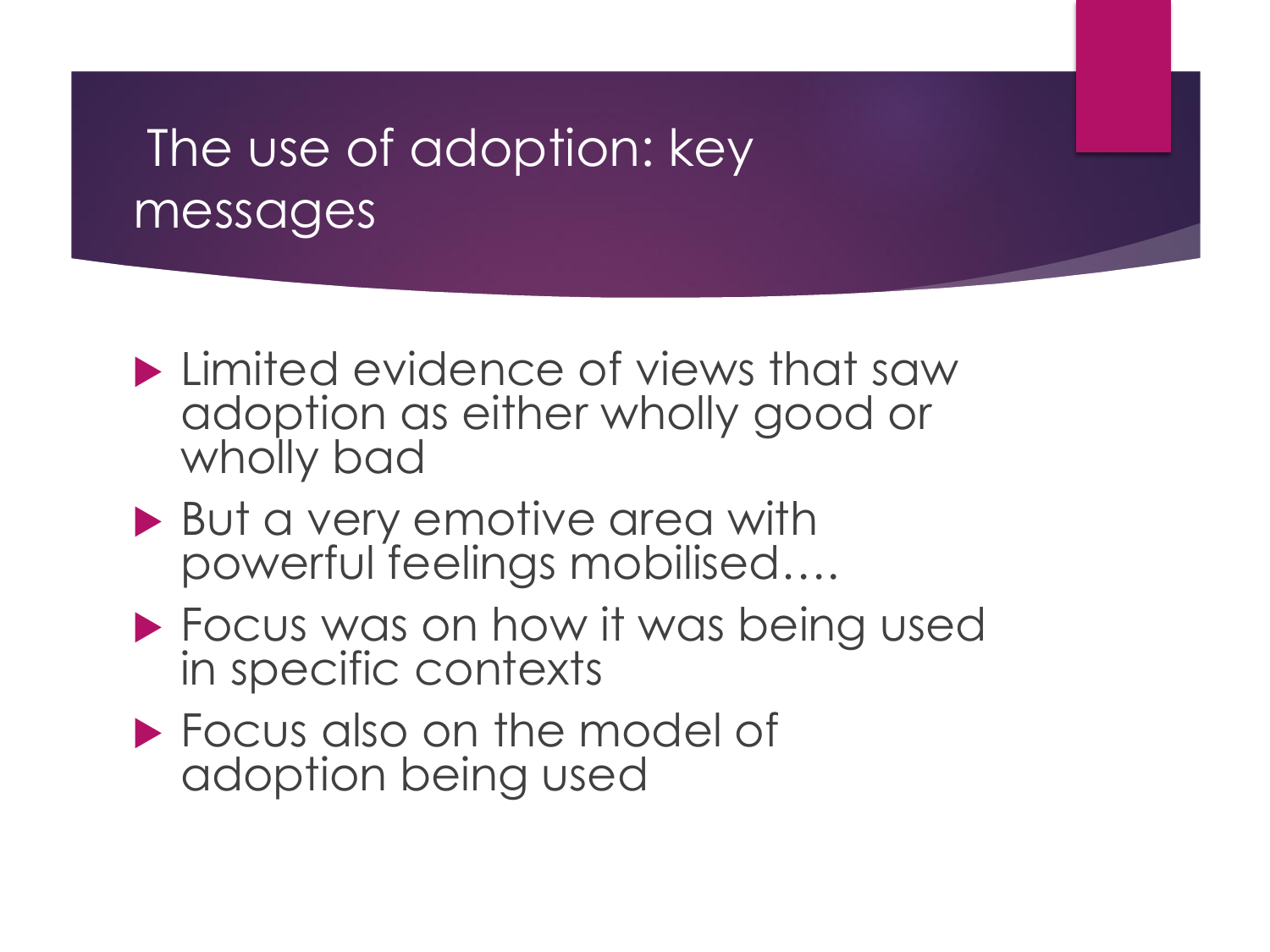# The use of adoption: key messages

- Limited evidence of views that saw adoption as either wholly good or wholly bad
- But a very emotive area with powerful feelings mobilised….
- Focus was on how it was being used in specific contexts
- Focus also on the model of adoption being used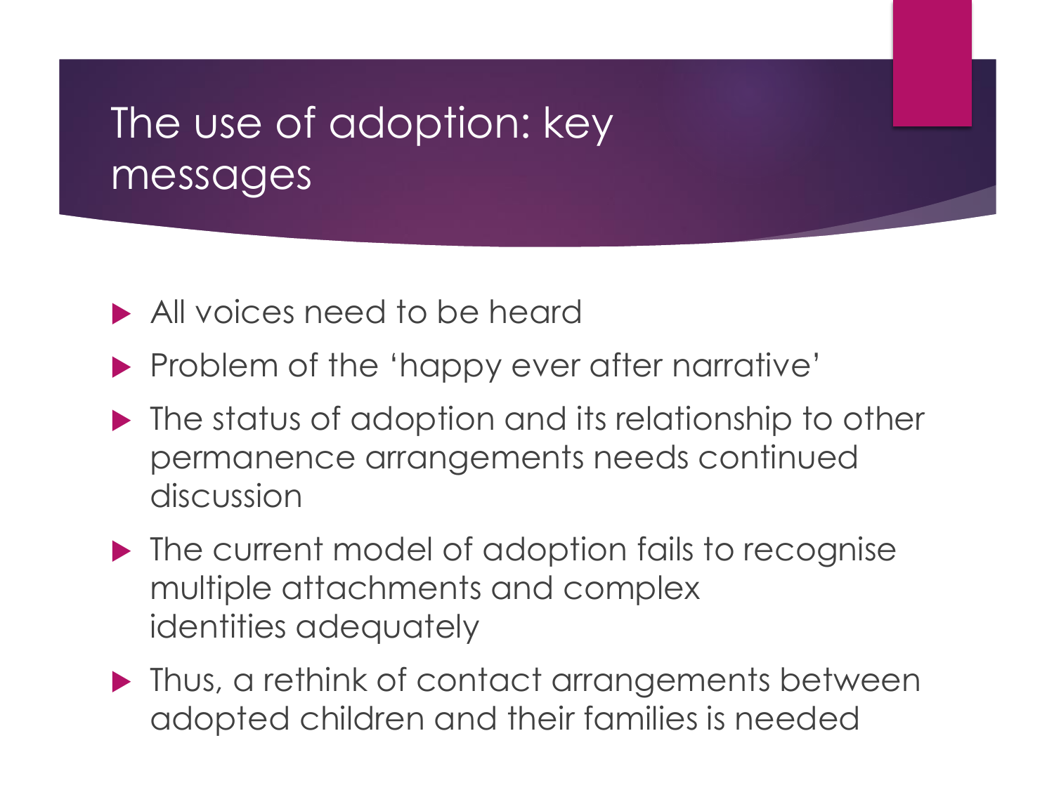# The use of adoption: key messages

- All voices need to be heard
- Problem of the 'happy ever after narrative'
- The status of adoption and its relationship to other permanence arrangements needs continued discussion
- The current model of adoption fails to recognise multiple attachments and complex identities adequately
- Thus, a rethink of contact arrangements between adopted children and their families is needed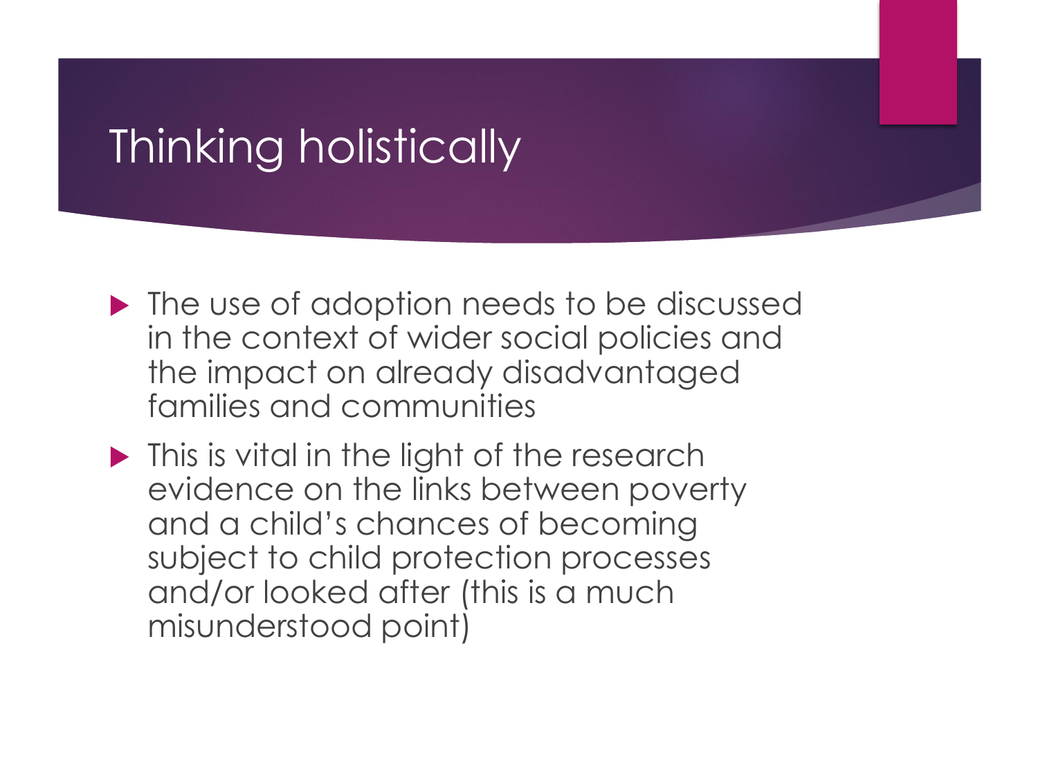# Thinking holistically

- The use of adoption needs to be discussed in the context of wider social policies and the impact on already disadvantaged families and communities
- This is vital in the light of the research evidence on the links between poverty and a child's chances of becoming subject to child protection processes and/or looked after (this is a much misunderstood point)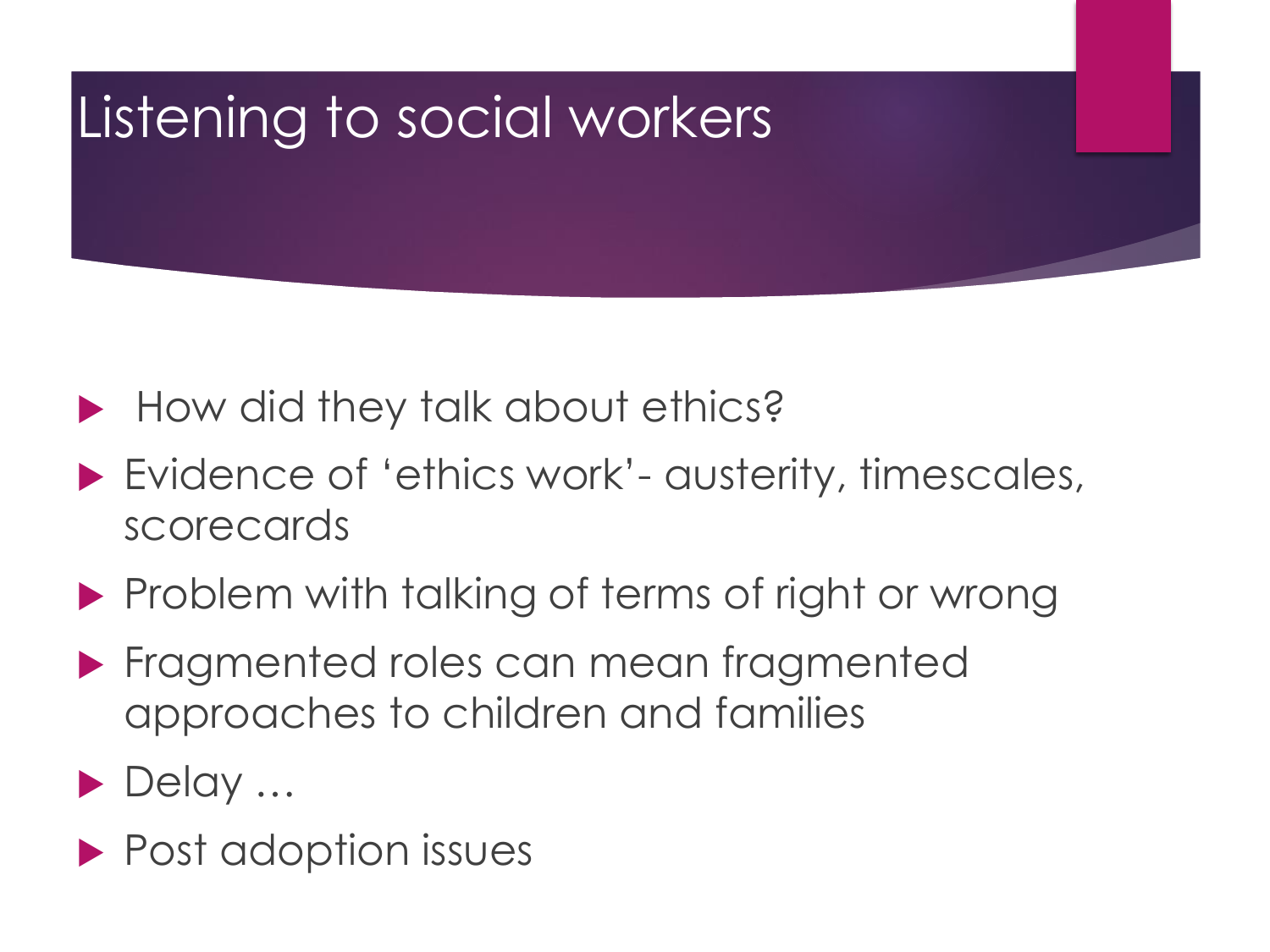# Listening to social workers

- How did they talk about ethics?
- Evidence of 'ethics work'- austerity, timescales, scorecards
- Problem with talking of terms of right or wrong
- Fragmented roles can mean fragmented approaches to children and families
- Delay …
- Post adoption issues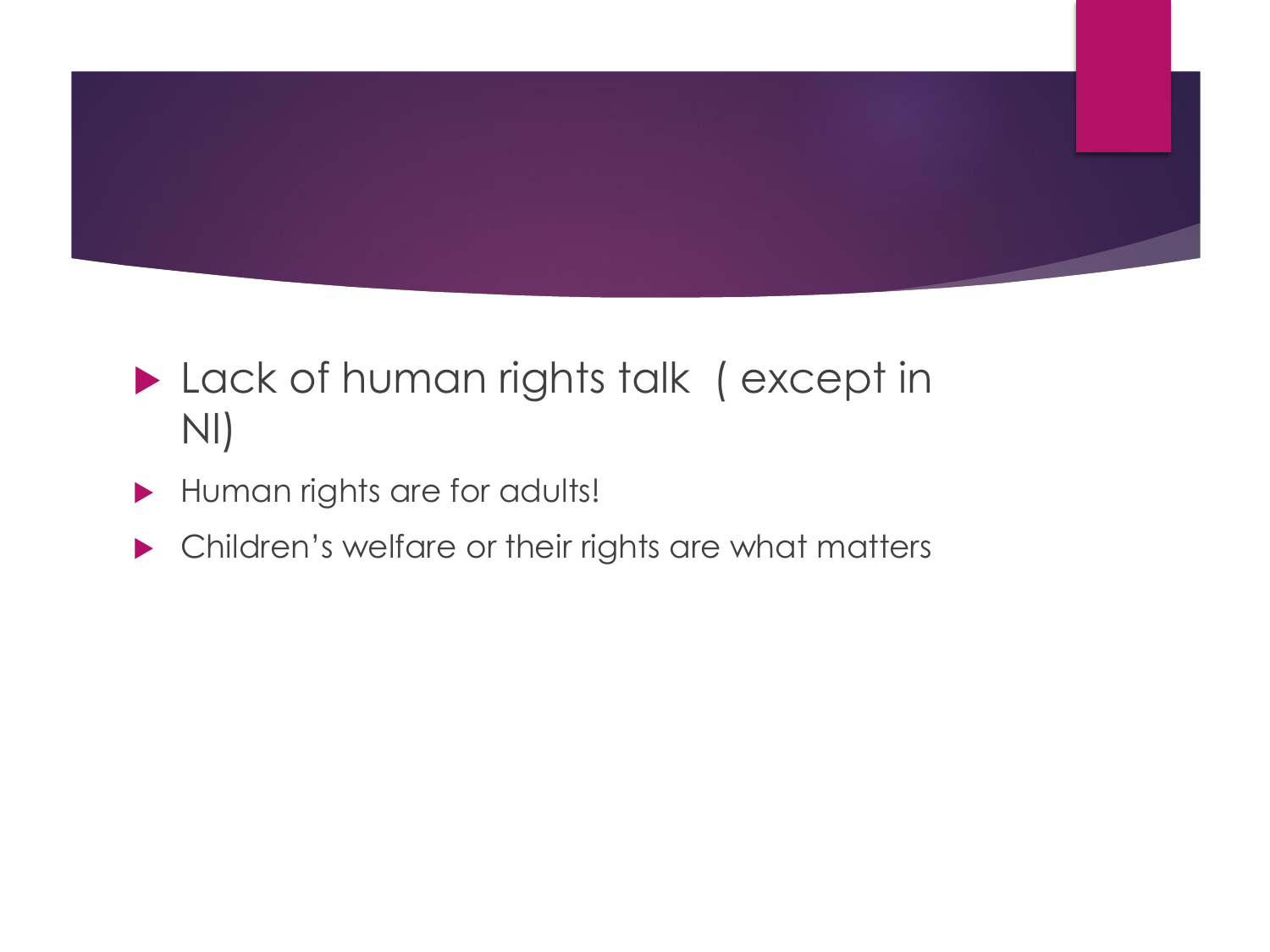- Lack of human rights talk  ( except in NI)
- Human rights are for adults!
- Children's welfare or their rights are what matters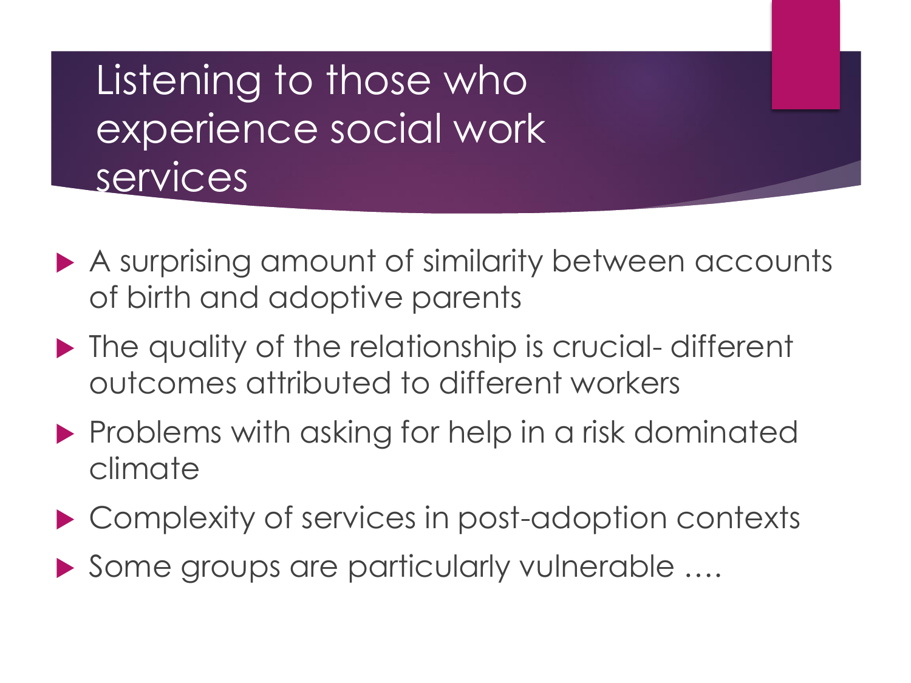# Listening to those who experience social work services

- A surprising amount of similarity between accounts of birth and adoptive parents
- The quality of the relationship is crucial- different outcomes attributed to different workers
- Problems with asking for help in a risk dominated climate
- Complexity of services in post-adoption contexts
- Some groups are particularly vulnerable ….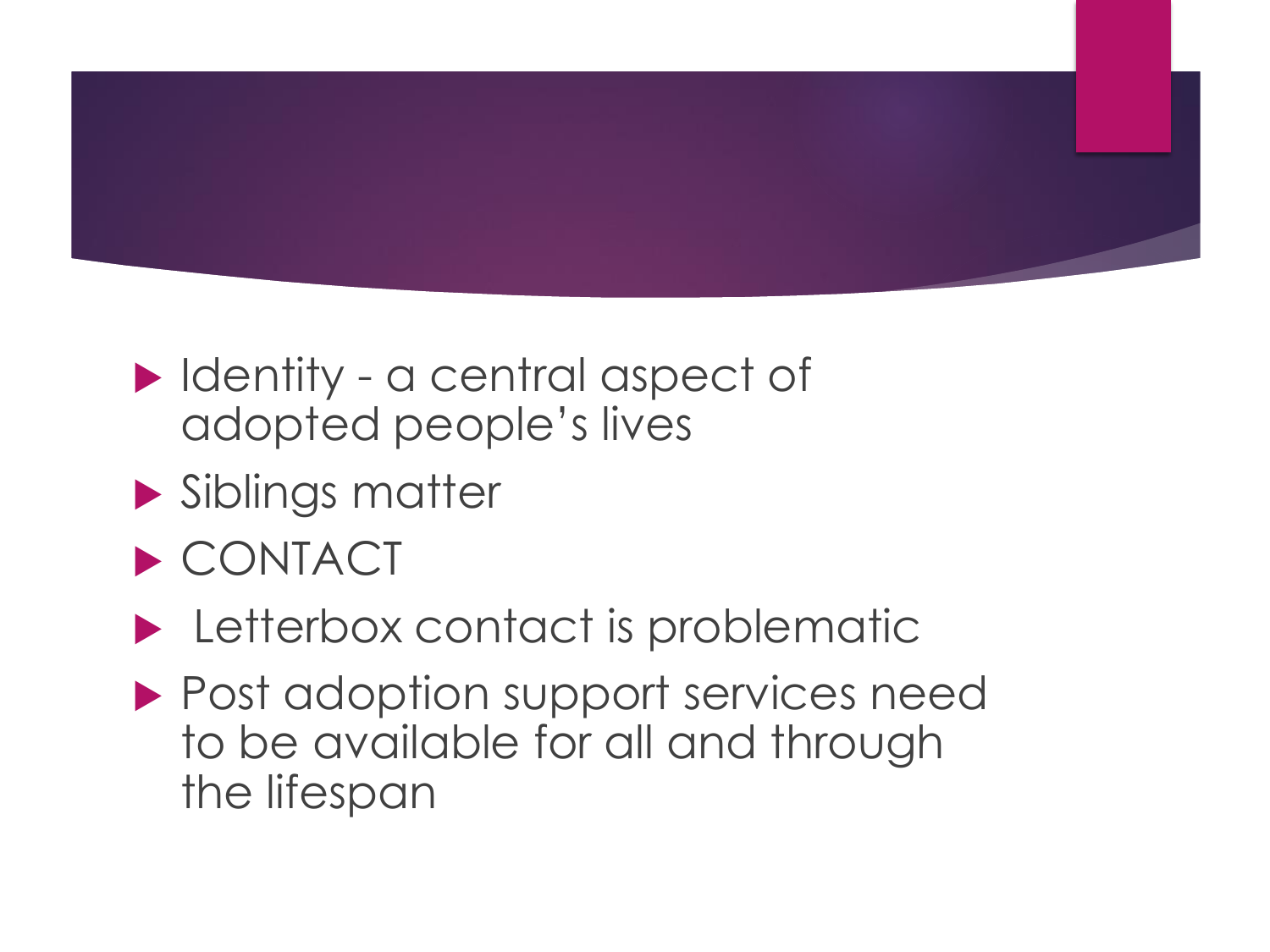- Identity - a central aspect of adopted people's lives
- Siblings matter
- CONTACT
- Letterbox contact is problematic
- Post adoption support services need to be available for all and through the lifespan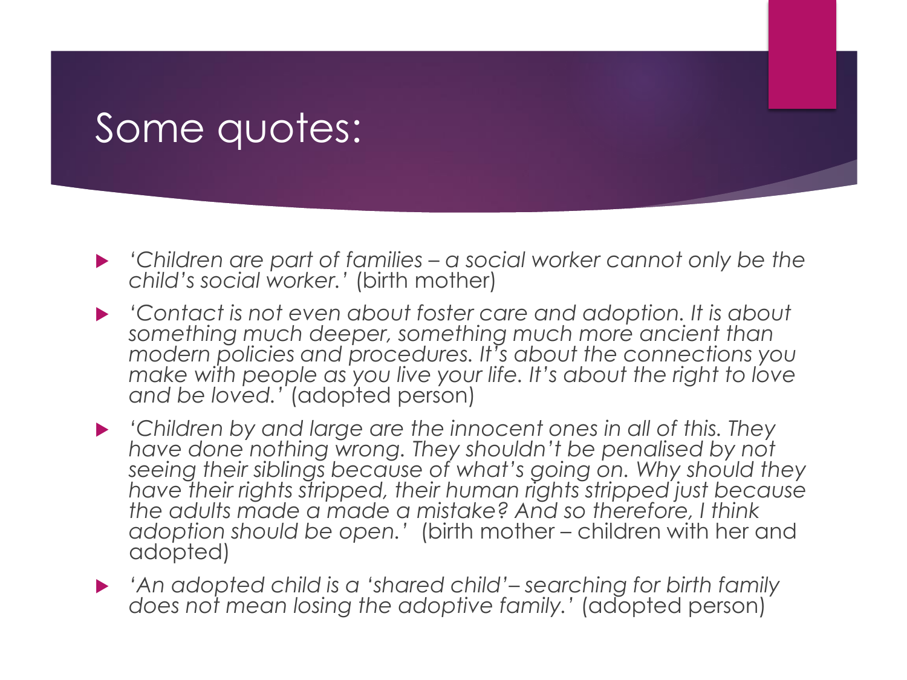# Some quotes:

- *'Children are part of families – a social worker cannot only be the child's social worker.'* (birth mother)
- *'Contact is not even about foster care and adoption. It is about something much deeper, something much more ancient than modern policies and procedures. It's about the connections you make with people as you live your life. It's about the right to love and be loved.'* (adopted person)
- *'Children by and large are the innocent ones in all of this. They have done nothing wrong. They shouldn't be penalised by not seeing their siblings because of what's going on. Why should they have their rights stripped, their human rights stripped just because the adults made a made a mistake? And so therefore, I think adoption should be open.'* (birth mother – children with her and adopted)
- *'An adopted child is a 'shared child'– searching for birth family does not mean losing the adoptive family.'* (adopted person)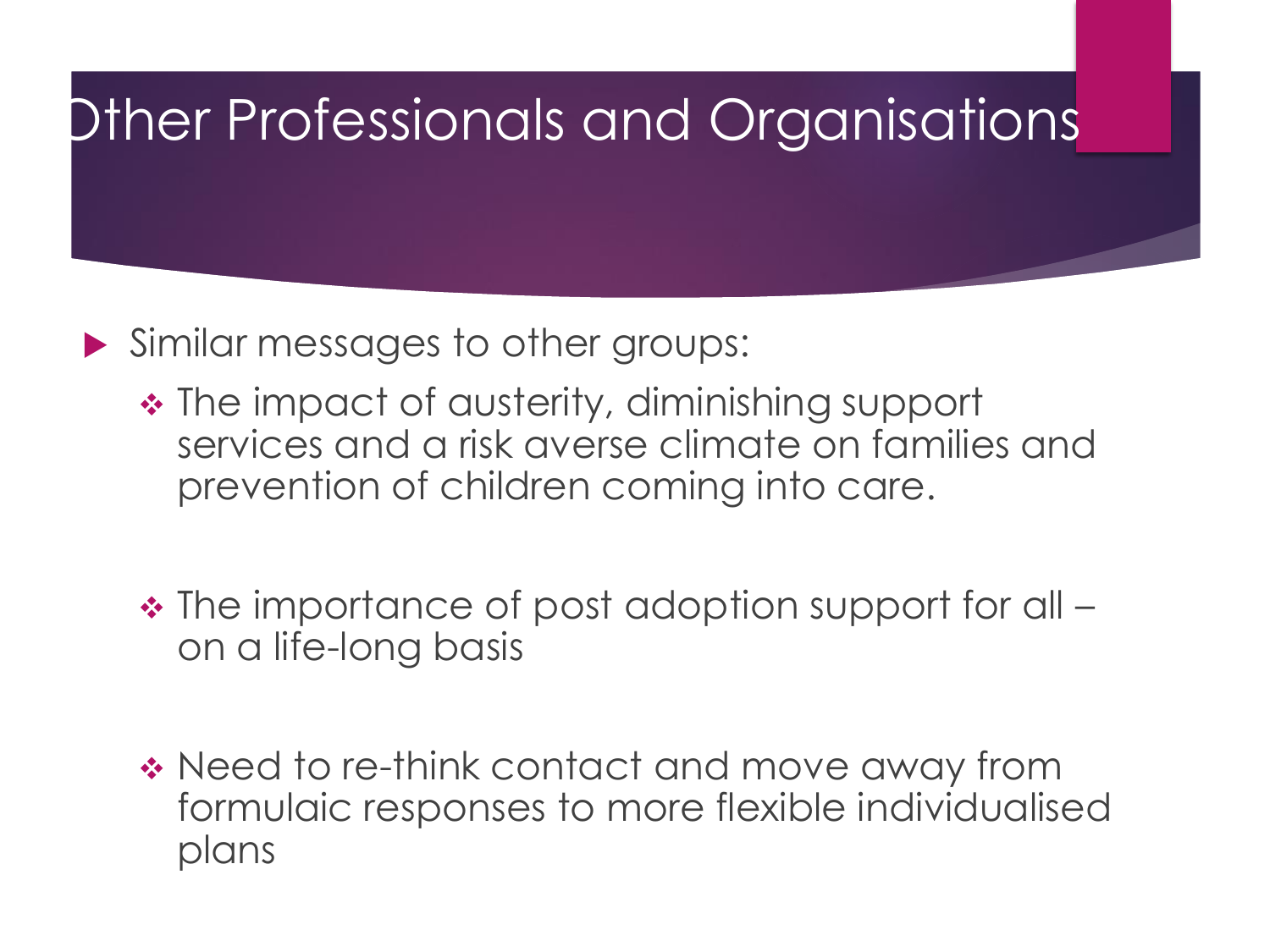# Other Professionals and Organisations

- Similar messages to other groups:
  - The impact of austerity, diminishing support services and a risk averse climate on families and prevention of children coming into care.
  - The importance of post adoption support for all – on a life-long basis
  - Need to re-think contact and move away from formulaic responses to more flexible individualised plans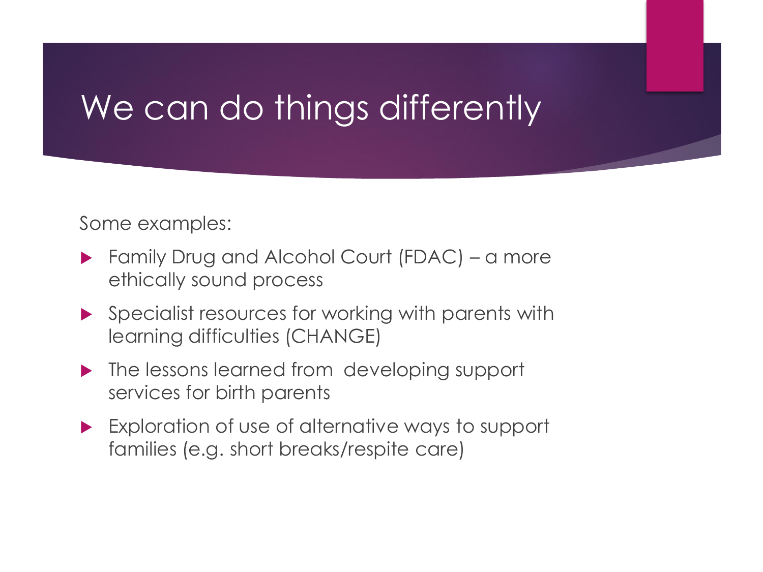# We can do things differently

Some examples:

- Family Drug and Alcohol Court (FDAC) – a more ethically sound process
- Specialist resources for working with parents with learning difficulties (CHANGE)
- The lessons learned from developing support services for birth parents
- Exploration of use of alternative ways to support families (e.g. short breaks/respite care)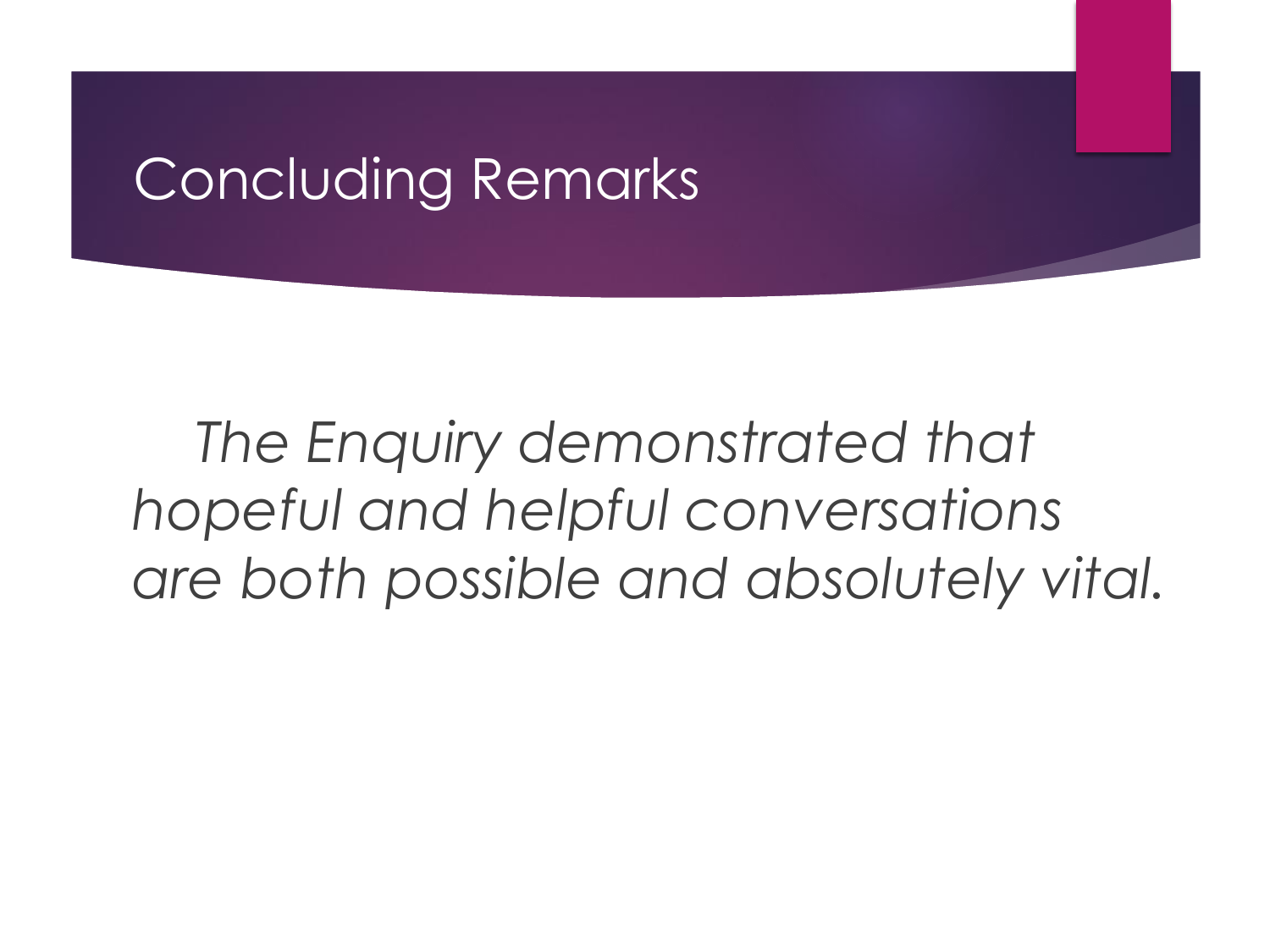# Concluding Remarks

*The Enquiry demonstrated that hopeful and helpful conversations are both possible and absolutely vital.*